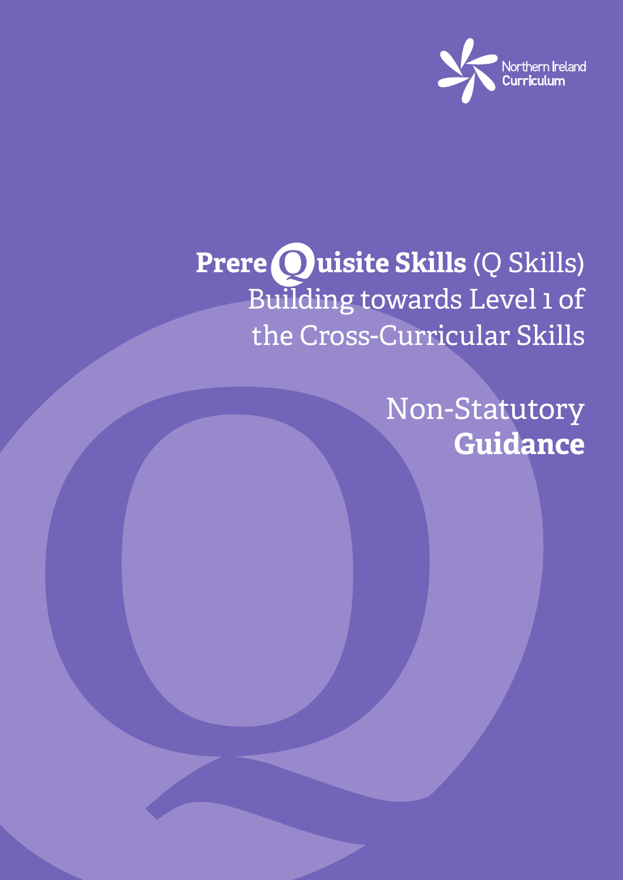Northern Ireland Curriculum

# **PrereQuisite Skills** (Q Skills)

Building towards Level 1 of the Cross-Curricular Skills

Non-Statutory **Guidance**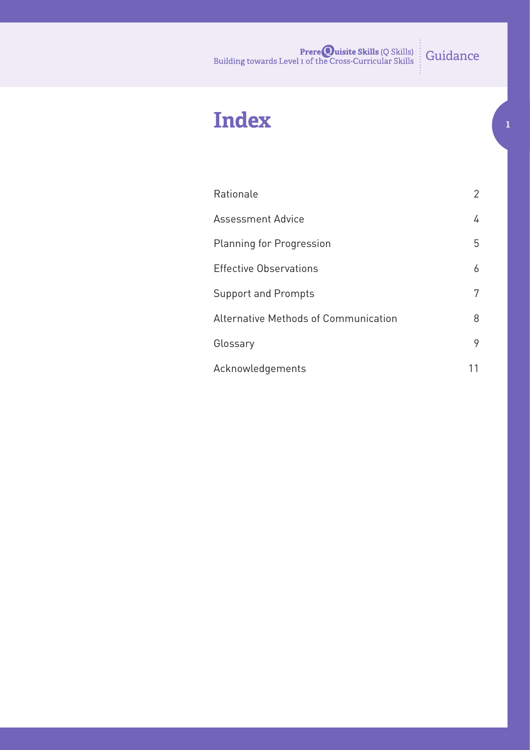# Index

| | |
|---|---|
| Rationale | 2 |
| Assessment Advice | 4 |
| Planning for Progression | 5 |
| Effective Observations | 6 |
| Support and Prompts | 7 |
| Alternative Methods of Communication | 8 |
| Glossary | 9 |
| Acknowledgements | 11 |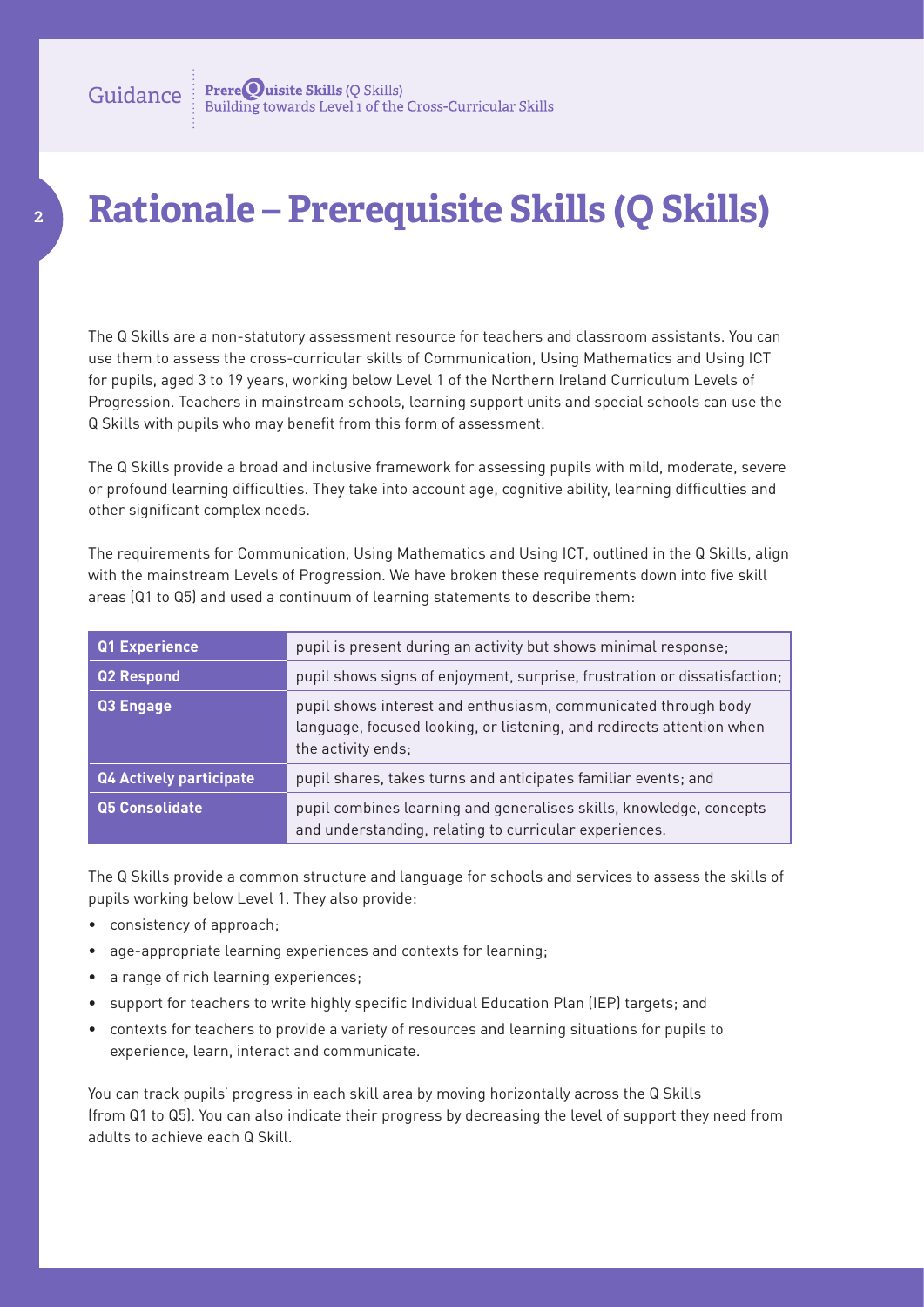# Rationale – Prerequisite Skills (Q Skills)

The Q Skills are a non-statutory assessment resource for teachers and classroom assistants. You can use them to assess the cross-curricular skills of Communication, Using Mathematics and Using ICT for pupils, aged 3 to 19 years, working below Level 1 of the Northern Ireland Curriculum Levels of Progression. Teachers in mainstream schools, learning support units and special schools can use the Q Skills with pupils who may benefit from this form of assessment.

The Q Skills provide a broad and inclusive framework for assessing pupils with mild, moderate, severe or profound learning difficulties. They take into account age, cognitive ability, learning difficulties and other significant complex needs.

The requirements for Communication, Using Mathematics and Using ICT, outlined in the Q Skills, align with the mainstream Levels of Progression. We have broken these requirements down into five skill areas (Q1 to Q5) and used a continuum of learning statements to describe them:

| | |
|---|---|
| **Q1 Experience** | pupil is present during an activity but shows minimal response; |
| **Q2 Respond** | pupil shows signs of enjoyment, surprise, frustration or dissatisfaction; |
| **Q3 Engage** | pupil shows interest and enthusiasm, communicated through body language, focused looking, or listening, and redirects attention when the activity ends; |
| **Q4 Actively participate** | pupil shares, takes turns and anticipates familiar events; and |
| **Q5 Consolidate** | pupil combines learning and generalises skills, knowledge, concepts and understanding, relating to curricular experiences. |

The Q Skills provide a common structure and language for schools and services to assess the skills of pupils working below Level 1. They also provide:

- consistency of approach;
- age-appropriate learning experiences and contexts for learning;
- a range of rich learning experiences;
- support for teachers to write highly specific Individual Education Plan (IEP) targets; and
- contexts for teachers to provide a variety of resources and learning situations for pupils to experience, learn, interact and communicate.

You can track pupils' progress in each skill area by moving horizontally across the Q Skills (from Q1 to Q5). You can also indicate their progress by decreasing the level of support they need from adults to achieve each Q Skill.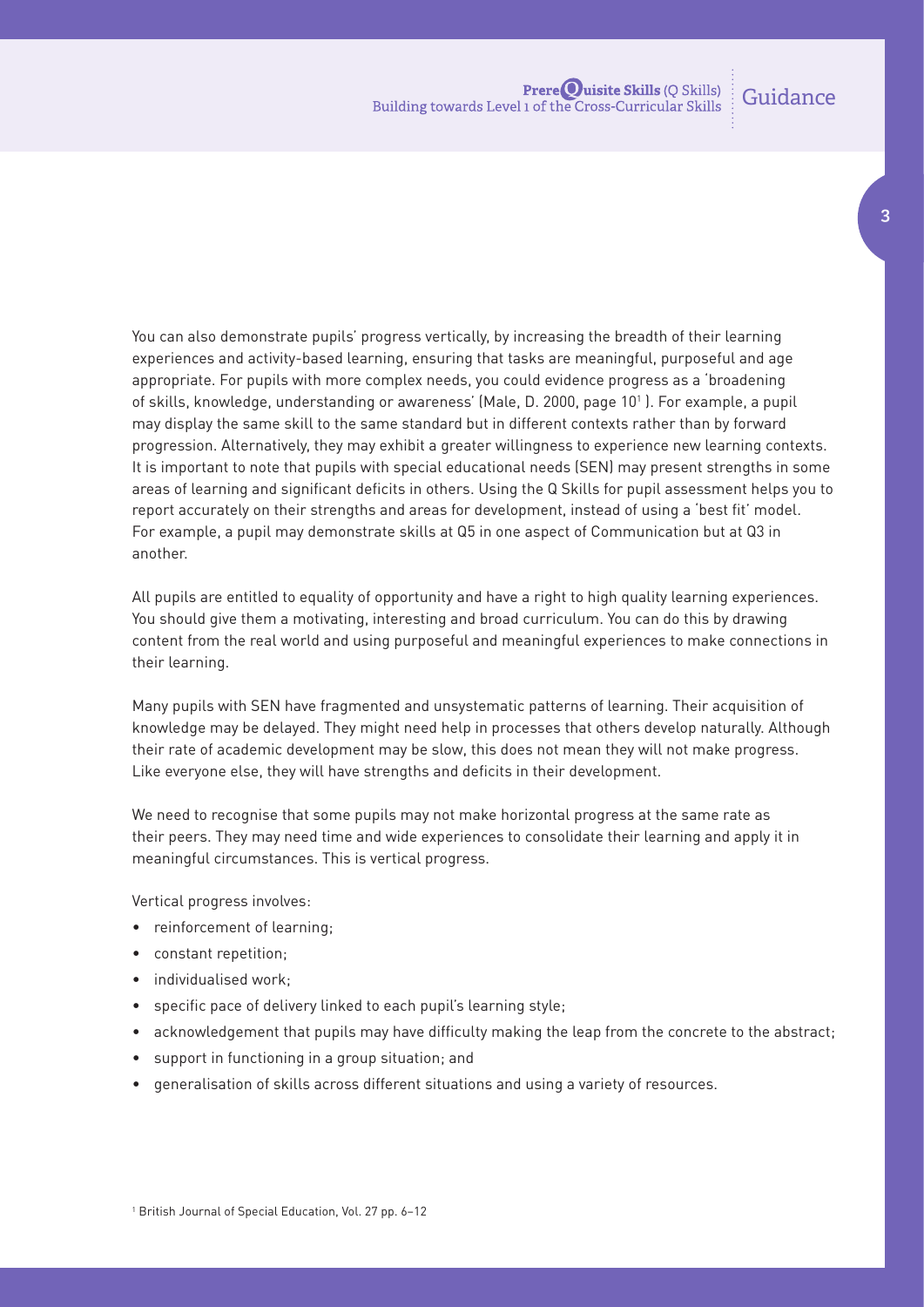You can also demonstrate pupils' progress vertically, by increasing the breadth of their learning experiences and activity-based learning, ensuring that tasks are meaningful, purposeful and age appropriate. For pupils with more complex needs, you could evidence progress as a 'broadening of skills, knowledge, understanding or awareness' (Male, D. 2000, page 10[1] ). For example, a pupil may display the same skill to the same standard but in different contexts rather than by forward progression. Alternatively, they may exhibit a greater willingness to experience new learning contexts. It is important to note that pupils with special educational needs (SEN) may present strengths in some areas of learning and significant deficits in others. Using the Q Skills for pupil assessment helps you to report accurately on their strengths and areas for development, instead of using a 'best fit' model. For example, a pupil may demonstrate skills at Q5 in one aspect of Communication but at Q3 in another.

All pupils are entitled to equality of opportunity and have a right to high quality learning experiences. You should give them a motivating, interesting and broad curriculum. You can do this by drawing content from the real world and using purposeful and meaningful experiences to make connections in their learning.

Many pupils with SEN have fragmented and unsystematic patterns of learning. Their acquisition of knowledge may be delayed. They might need help in processes that others develop naturally. Although their rate of academic development may be slow, this does not mean they will not make progress. Like everyone else, they will have strengths and deficits in their development.

We need to recognise that some pupils may not make horizontal progress at the same rate as their peers. They may need time and wide experiences to consolidate their learning and apply it in meaningful circumstances. This is vertical progress.

Vertical progress involves:

- reinforcement of learning;
- constant repetition;
- individualised work;
- specific pace of delivery linked to each pupil's learning style;
- acknowledgement that pupils may have difficulty making the leap from the concrete to the abstract;
- support in functioning in a group situation; and
- generalisation of skills across different situations and using a variety of resources.

[1] British Journal of Special Education, Vol. 27 pp. 6–12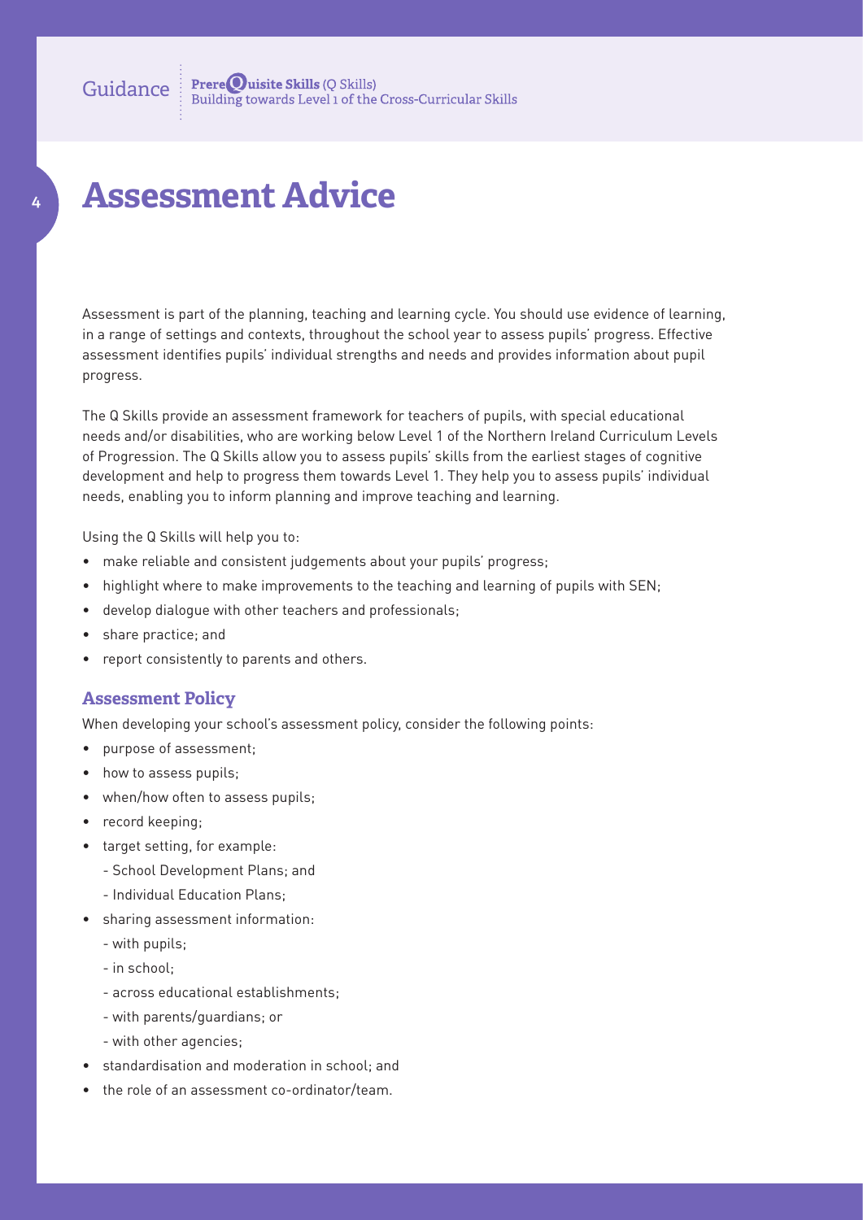# Assessment Advice

Assessment is part of the planning, teaching and learning cycle. You should use evidence of learning, in a range of settings and contexts, throughout the school year to assess pupils' progress. Effective assessment identifies pupils' individual strengths and needs and provides information about pupil progress.

The Q Skills provide an assessment framework for teachers of pupils, with special educational needs and/or disabilities, who are working below Level 1 of the Northern Ireland Curriculum Levels of Progression. The Q Skills allow you to assess pupils' skills from the earliest stages of cognitive development and help to progress them towards Level 1. They help you to assess pupils' individual needs, enabling you to inform planning and improve teaching and learning.

Using the Q Skills will help you to:

- make reliable and consistent judgements about your pupils' progress;
- highlight where to make improvements to the teaching and learning of pupils with SEN;
- develop dialogue with other teachers and professionals;
- share practice; and
- report consistently to parents and others.

## Assessment Policy

When developing your school's assessment policy, consider the following points:

- purpose of assessment;
- how to assess pupils;
- when/how often to assess pupils;
- record keeping;
- target setting, for example:
  - School Development Plans; and
  - Individual Education Plans;
- sharing assessment information:
  - with pupils;
  - in school;
  - across educational establishments;
  - with parents/guardians; or
  - with other agencies;
- standardisation and moderation in school; and
- the role of an assessment co-ordinator/team.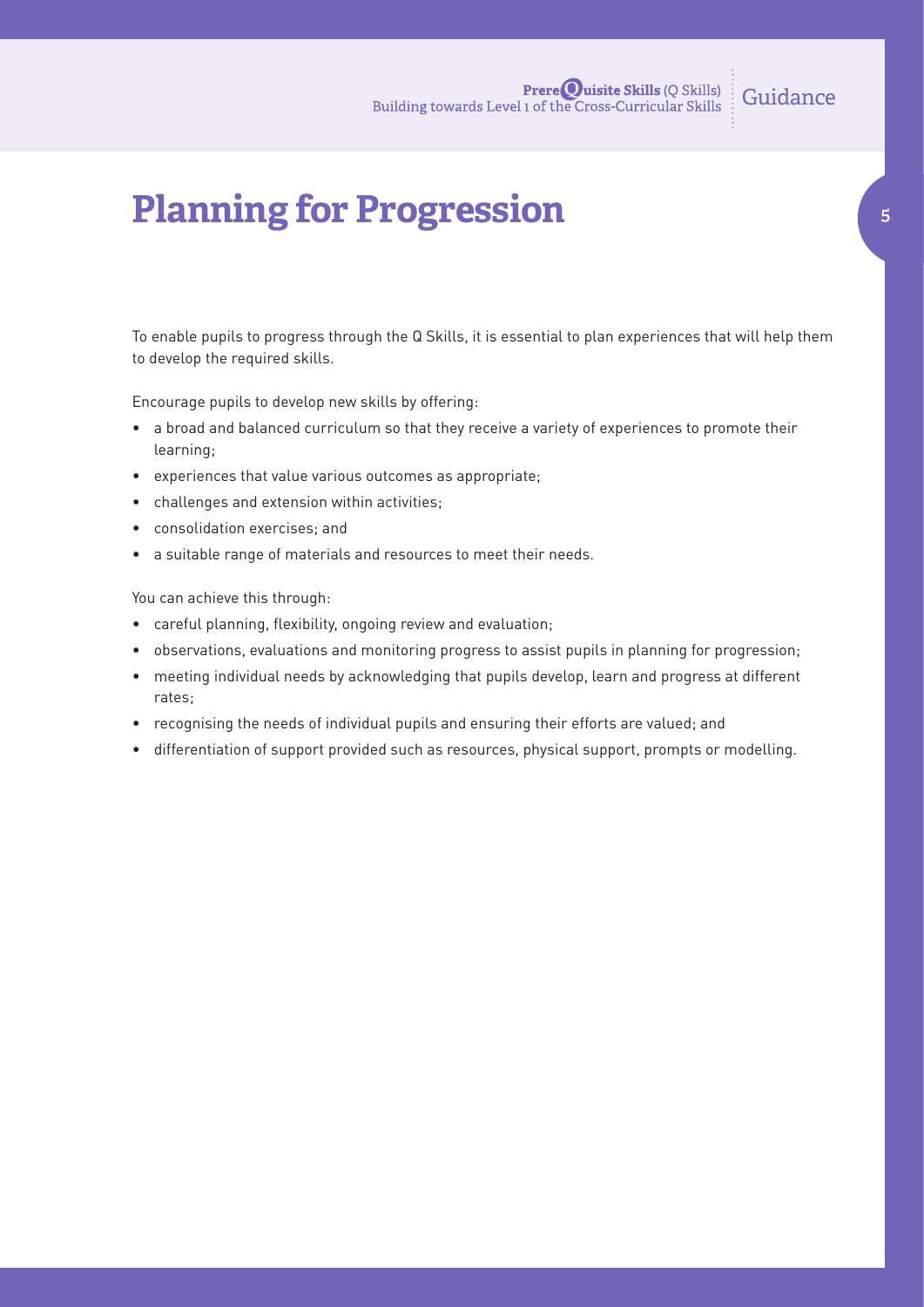# Planning for Progression

To enable pupils to progress through the Q Skills, it is essential to plan experiences that will help them to develop the required skills.

Encourage pupils to develop new skills by offering:

- a broad and balanced curriculum so that they receive a variety of experiences to promote their learning;
- experiences that value various outcomes as appropriate;
- challenges and extension within activities;
- consolidation exercises; and
- a suitable range of materials and resources to meet their needs.

You can achieve this through:

- careful planning, flexibility, ongoing review and evaluation;
- observations, evaluations and monitoring progress to assist pupils in planning for progression;
- meeting individual needs by acknowledging that pupils develop, learn and progress at different rates;
- recognising the needs of individual pupils and ensuring their efforts are valued; and
- differentiation of support provided such as resources, physical support, prompts or modelling.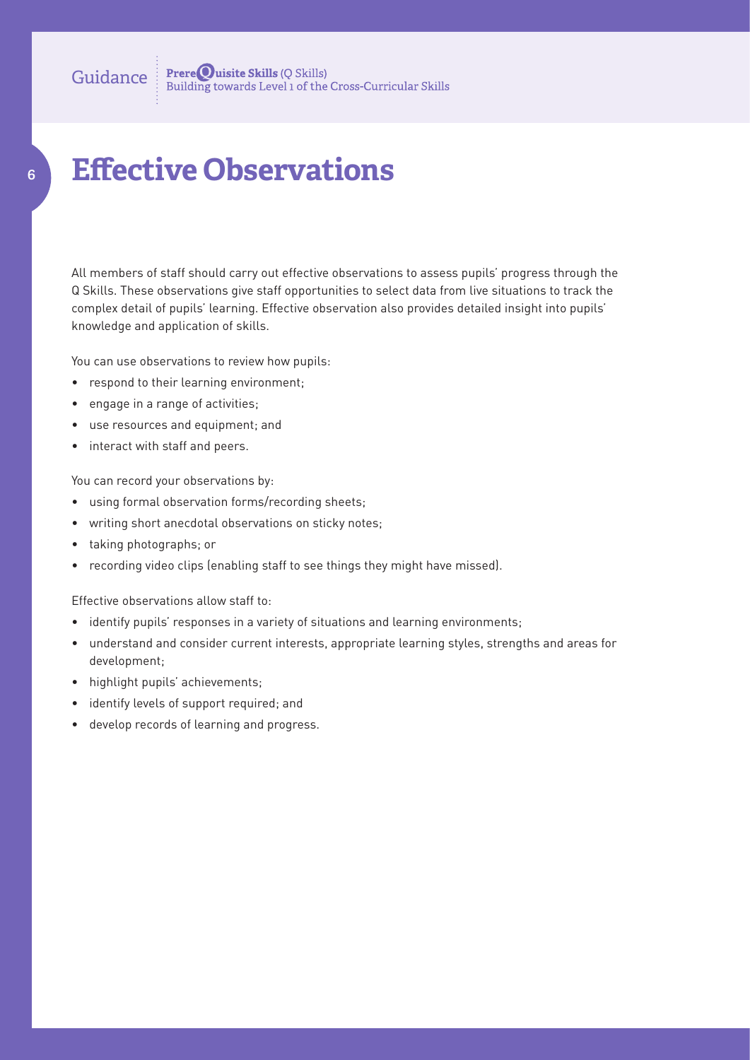# Effective Observations

All members of staff should carry out effective observations to assess pupils' progress through the Q Skills. These observations give staff opportunities to select data from live situations to track the complex detail of pupils' learning. Effective observation also provides detailed insight into pupils' knowledge and application of skills.

You can use observations to review how pupils:

- respond to their learning environment;
- engage in a range of activities;
- use resources and equipment; and
- interact with staff and peers.

You can record your observations by:

- using formal observation forms/recording sheets;
- writing short anecdotal observations on sticky notes;
- taking photographs; or
- recording video clips (enabling staff to see things they might have missed).

Effective observations allow staff to:

- identify pupils' responses in a variety of situations and learning environments;
- understand and consider current interests, appropriate learning styles, strengths and areas for development;
- highlight pupils' achievements;
- identify levels of support required; and
- develop records of learning and progress.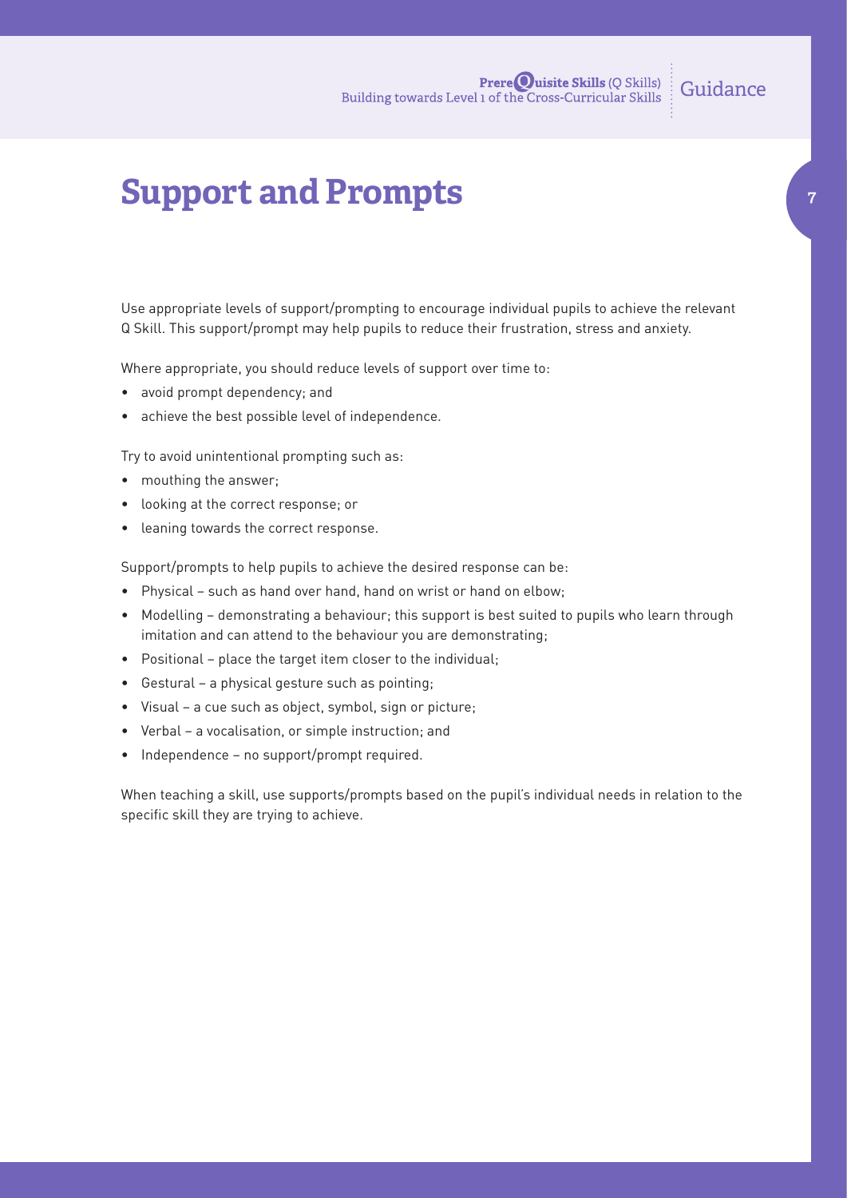# Support and Prompts

Use appropriate levels of support/prompting to encourage individual pupils to achieve the relevant Q Skill. This support/prompt may help pupils to reduce their frustration, stress and anxiety.

Where appropriate, you should reduce levels of support over time to:

- avoid prompt dependency; and
- achieve the best possible level of independence.

Try to avoid unintentional prompting such as:

- mouthing the answer;
- looking at the correct response; or
- leaning towards the correct response.

Support/prompts to help pupils to achieve the desired response can be:

- Physical – such as hand over hand, hand on wrist or hand on elbow;
- Modelling – demonstrating a behaviour; this support is best suited to pupils who learn through imitation and can attend to the behaviour you are demonstrating;
- Positional – place the target item closer to the individual;
- Gestural – a physical gesture such as pointing;
- Visual – a cue such as object, symbol, sign or picture;
- Verbal – a vocalisation, or simple instruction; and
- Independence – no support/prompt required.

When teaching a skill, use supports/prompts based on the pupil's individual needs in relation to the specific skill they are trying to achieve.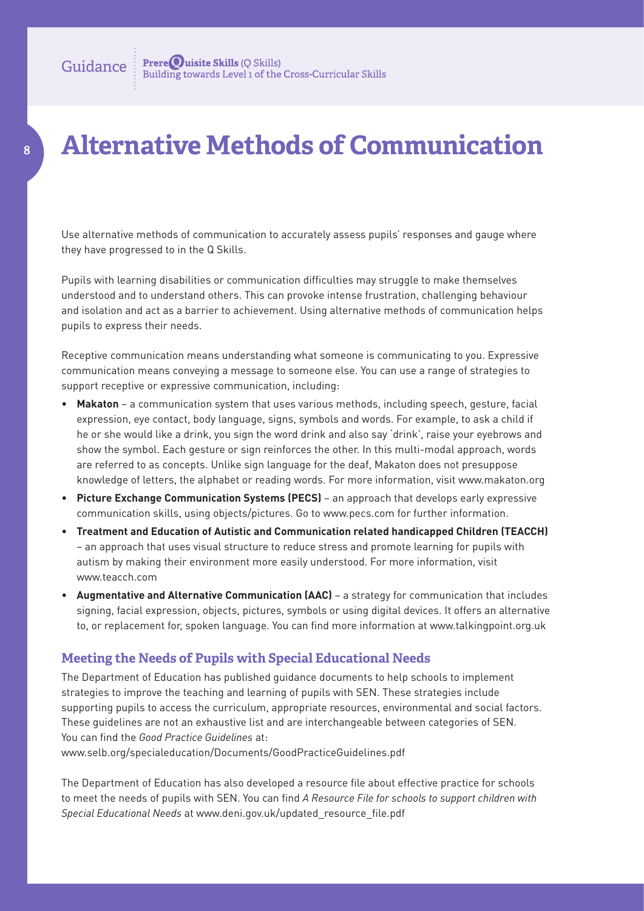# Alternative Methods of Communication

Use alternative methods of communication to accurately assess pupils' responses and gauge where they have progressed to in the Q Skills.

Pupils with learning disabilities or communication difficulties may struggle to make themselves understood and to understand others. This can provoke intense frustration, challenging behaviour and isolation and act as a barrier to achievement. Using alternative methods of communication helps pupils to express their needs.

Receptive communication means understanding what someone is communicating to you. Expressive communication means conveying a message to someone else. You can use a range of strategies to support receptive or expressive communication, including:

- **Makaton** – a communication system that uses various methods, including speech, gesture, facial expression, eye contact, body language, signs, symbols and words. For example, to ask a child if he or she would like a drink, you sign the word drink and also say 'drink', raise your eyebrows and show the symbol. Each gesture or sign reinforces the other. In this multi-modal approach, words are referred to as concepts. Unlike sign language for the deaf, Makaton does not presuppose knowledge of letters, the alphabet or reading words. For more information, visit www.makaton.org
- **Picture Exchange Communication Systems (PECS)** – an approach that develops early expressive communication skills, using objects/pictures. Go to www.pecs.com for further information.
- **Treatment and Education of Autistic and Communication related handicapped Children (TEACCH)** – an approach that uses visual structure to reduce stress and promote learning for pupils with autism by making their environment more easily understood. For more information, visit www.teacch.com
- **Augmentative and Alternative Communication (AAC)** – a strategy for communication that includes signing, facial expression, objects, pictures, symbols or using digital devices. It offers an alternative to, or replacement for, spoken language. You can find more information at www.talkingpoint.org.uk

## Meeting the Needs of Pupils with Special Educational Needs

The Department of Education has published guidance documents to help schools to implement strategies to improve the teaching and learning of pupils with SEN. These strategies include supporting pupils to access the curriculum, appropriate resources, environmental and social factors. These guidelines are not an exhaustive list and are interchangeable between categories of SEN. You can find the *Good Practice Guidelines* at:
www.selb.org/specialeducation/Documents/GoodPracticeGuidelines.pdf

The Department of Education has also developed a resource file about effective practice for schools to meet the needs of pupils with SEN. You can find *A Resource File for schools to support children with Special Educational Needs* at www.deni.gov.uk/updated_resource_file.pdf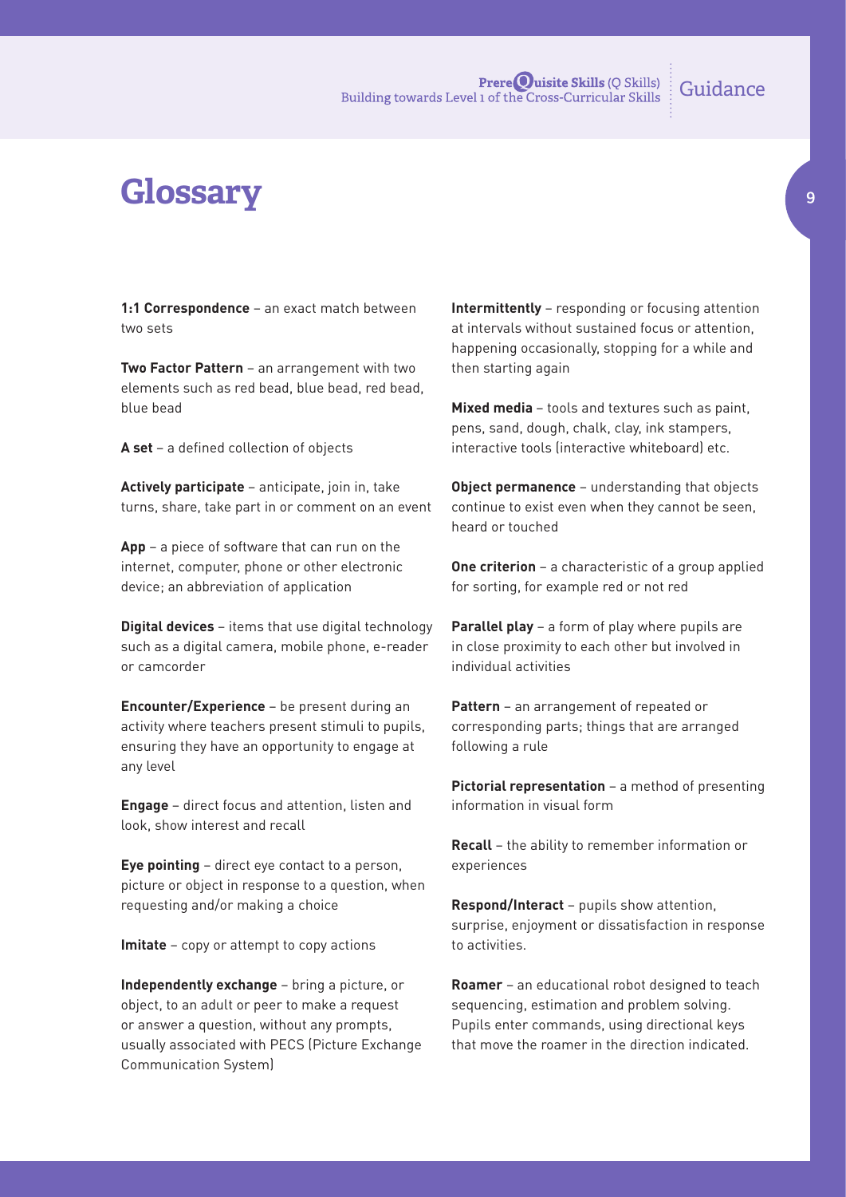# Glossary

**1:1 Correspondence** – an exact match between two sets

**Two Factor Pattern** – an arrangement with two elements such as red bead, blue bead, red bead, blue bead

**A set** – a defined collection of objects

**Actively participate** – anticipate, join in, take turns, share, take part in or comment on an event

**App** – a piece of software that can run on the internet, computer, phone or other electronic device; an abbreviation of application

**Digital devices** – items that use digital technology such as a digital camera, mobile phone, e-reader or camcorder

**Encounter/Experience** – be present during an activity where teachers present stimuli to pupils, ensuring they have an opportunity to engage at any level

**Engage** – direct focus and attention, listen and look, show interest and recall

**Eye pointing** – direct eye contact to a person, picture or object in response to a question, when requesting and/or making a choice

**Imitate** – copy or attempt to copy actions

**Independently exchange** – bring a picture, or object, to an adult or peer to make a request or answer a question, without any prompts, usually associated with PECS (Picture Exchange Communication System)

**Intermittently** – responding or focusing attention at intervals without sustained focus or attention, happening occasionally, stopping for a while and then starting again

**Mixed media** – tools and textures such as paint, pens, sand, dough, chalk, clay, ink stampers, interactive tools (interactive whiteboard) etc.

**Object permanence** – understanding that objects continue to exist even when they cannot be seen, heard or touched

**One criterion** – a characteristic of a group applied for sorting, for example red or not red

**Parallel play** – a form of play where pupils are in close proximity to each other but involved in individual activities

**Pattern** – an arrangement of repeated or corresponding parts; things that are arranged following a rule

**Pictorial representation** – a method of presenting information in visual form

**Recall** – the ability to remember information or experiences

**Respond/Interact** – pupils show attention, surprise, enjoyment or dissatisfaction in response to activities.

**Roamer** – an educational robot designed to teach sequencing, estimation and problem solving. Pupils enter commands, using directional keys that move the roamer in the direction indicated.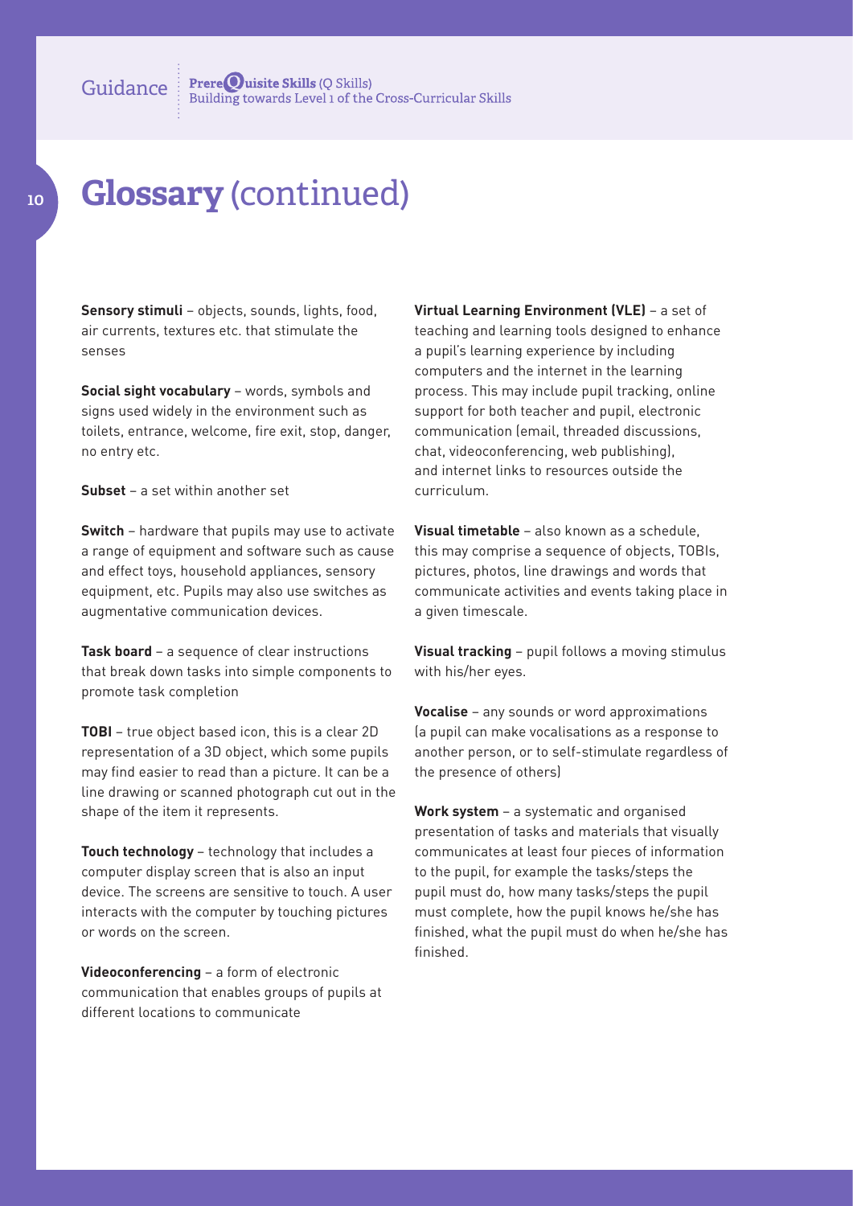# Glossary (continued)

**Sensory stimuli** – objects, sounds, lights, food, air currents, textures etc. that stimulate the senses

**Social sight vocabulary** – words, symbols and signs used widely in the environment such as toilets, entrance, welcome, fire exit, stop, danger, no entry etc.

**Subset** – a set within another set

**Switch** – hardware that pupils may use to activate a range of equipment and software such as cause and effect toys, household appliances, sensory equipment, etc. Pupils may also use switches as augmentative communication devices.

**Task board** – a sequence of clear instructions that break down tasks into simple components to promote task completion

**TOBI** – true object based icon, this is a clear 2D representation of a 3D object, which some pupils may find easier to read than a picture. It can be a line drawing or scanned photograph cut out in the shape of the item it represents.

**Touch technology** – technology that includes a computer display screen that is also an input device. The screens are sensitive to touch. A user interacts with the computer by touching pictures or words on the screen.

**Videoconferencing** – a form of electronic communication that enables groups of pupils at different locations to communicate

**Virtual Learning Environment (VLE)** – a set of teaching and learning tools designed to enhance a pupil's learning experience by including computers and the internet in the learning process. This may include pupil tracking, online support for both teacher and pupil, electronic communication (email, threaded discussions, chat, videoconferencing, web publishing), and internet links to resources outside the curriculum.

**Visual timetable** – also known as a schedule, this may comprise a sequence of objects, TOBIs, pictures, photos, line drawings and words that communicate activities and events taking place in a given timescale.

**Visual tracking** – pupil follows a moving stimulus with his/her eyes.

**Vocalise** – any sounds or word approximations (a pupil can make vocalisations as a response to another person, or to self-stimulate regardless of the presence of others)

**Work system** – a systematic and organised presentation of tasks and materials that visually communicates at least four pieces of information to the pupil, for example the tasks/steps the pupil must do, how many tasks/steps the pupil must complete, how the pupil knows he/she has finished, what the pupil must do when he/she has finished.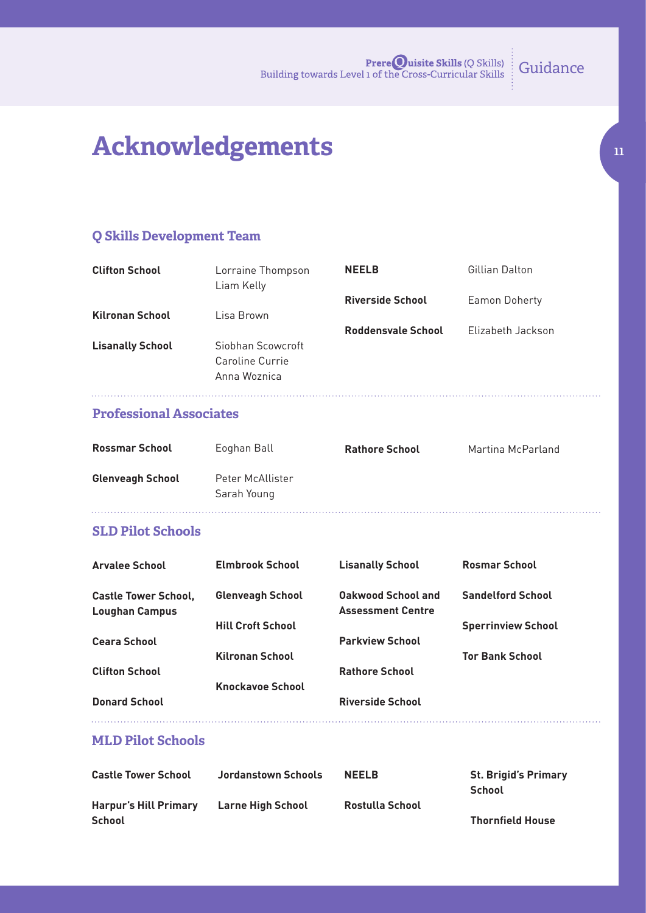# Acknowledgements

## Q Skills Development Team

| | |
|---|---|
| **Clifton School** | Lorraine Thompson<br>Liam Kelly |
| **Kilronan School** | Lisa Brown |
| **Lisanally School** | Siobhan Scowcroft<br>Caroline Currie<br>Anna Woznica |
| **NEELB** | Gillian Dalton |
| **Riverside School** | Eamon Doherty |
| **Roddensvale School** | Elizabeth Jackson |

## Professional Associates

| | |
|---|---|
| **Rossmar School** | Eoghan Ball |
| **Glenveagh School** | Peter McAllister<br>Sarah Young |
| **Rathore School** | Martina McParland |

## SLD Pilot Schools

- **Arvalee School**
- **Castle Tower School, Loughan Campus**
- **Ceara School**
- **Clifton School**
- **Donard School**
- **Elmbrook School**
- **Glenveagh School**
- **Hill Croft School**
- **Kilronan School**
- **Knockavoe School**
- **Lisanally School**
- **Oakwood School and Assessment Centre**
- **Parkview School**
- **Rathore School**
- **Riverside School**
- **Rosmar School**
- **Sandelford School**
- **Sperrinview School**
- **Tor Bank School**

## MLD Pilot Schools

- **Castle Tower School**
- **Harpur's Hill Primary School**
- **Jordanstown Schools**
- **Larne High School**
- **NEELB**
- **Rostulla School**
- **St. Brigid's Primary School**
- **Thornfield House**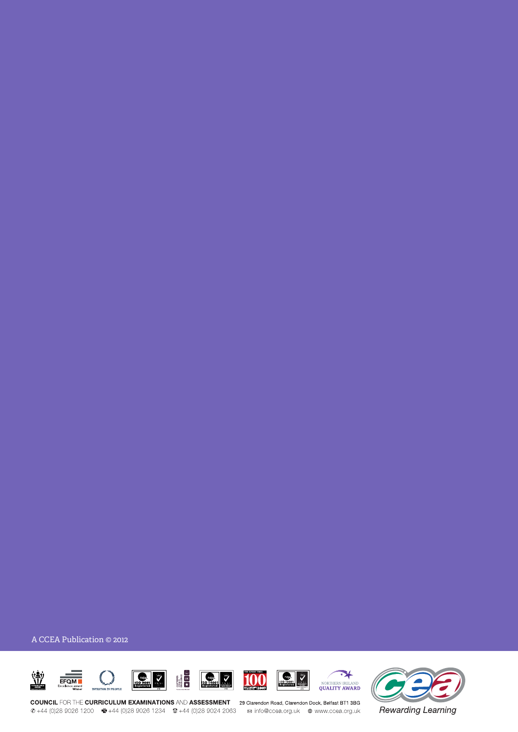A CCEA Publication © 2012

**COUNCIL** FOR THE **CURRICULUM EXAMINATIONS** AND **ASSESSMENT** 29 Clarendon Road, Clarendon Dock, Belfast BT1 3BG

+44 (0)28 9026 1200 +44 (0)28 9026 1234 +44 (0)28 9024 2063 info@ccea.org.uk www.ccea.org.uk

Rewarding Learning